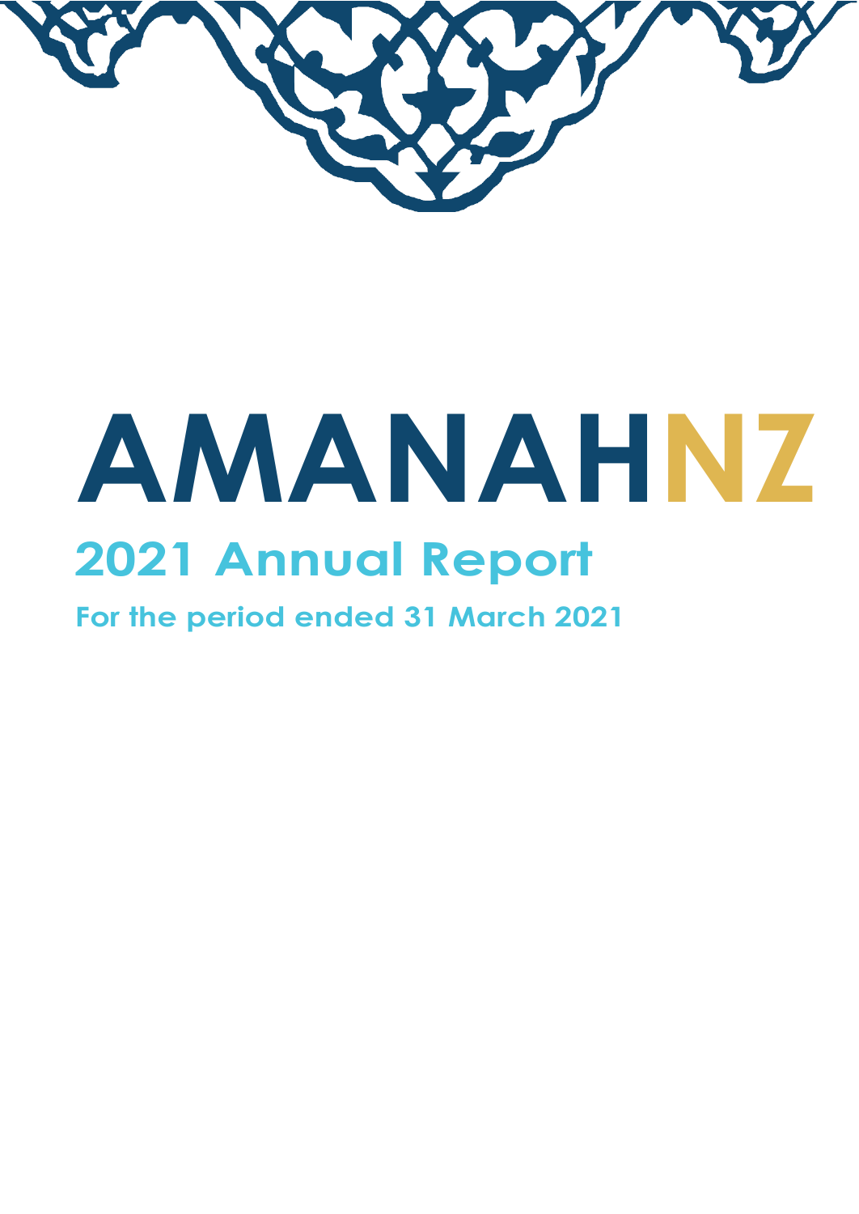# AMANAHNZ

## 2021 Annual Report

### For the period ended 31 March 2021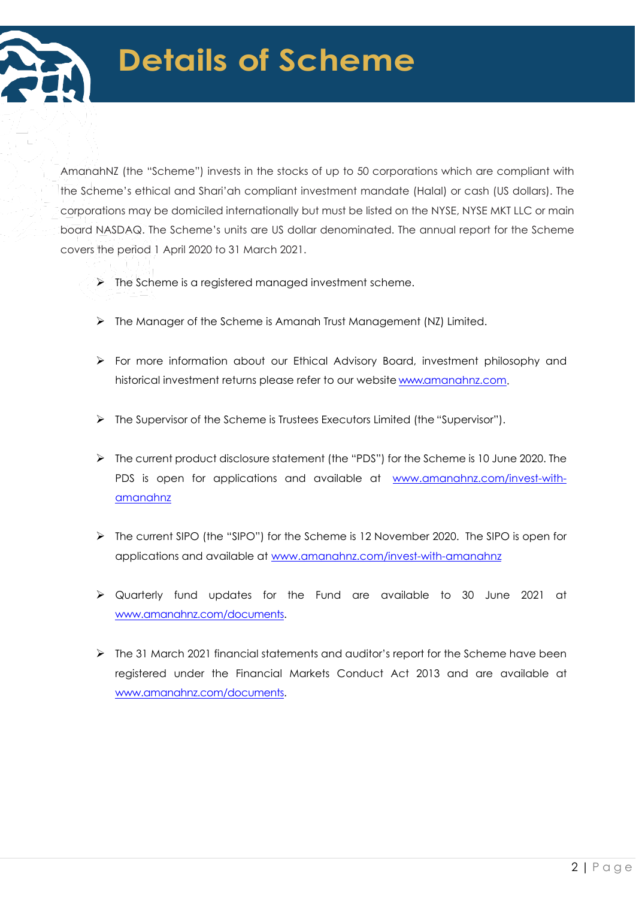# Details of Scheme

AmanahNZ (the "Scheme") invests in the stocks of up to 50 corporations which are compliant with the Scheme's ethical and Shari'ah compliant investment mandate (Halal) or cash (US dollars). The corporations may be domiciled internationally but must be listed on the NYSE, NYSE MKT LLC or main board NASDAQ. The Scheme's units are US dollar denominated. The annual report for the Scheme covers the period 1 April 2020 to 31 March 2021.

- The Scheme is a registered managed investment scheme.
- The Manager of the Scheme is Amanah Trust Management (NZ) Limited.
- For more information about our Ethical Advisory Board, investment philosophy and historical investment returns please refer to our website www.amanahnz.com.
- The Supervisor of the Scheme is Trustees Executors Limited (the "Supervisor").
- The current product disclosure statement (the "PDS") for the Scheme is 10 June 2020. The PDS is open for applications and available at www.amanahnz.com/invest-with-amanahnz
- The current SIPO (the "SIPO") for the Scheme is 12 November 2020. The SIPO is open for applications and available at www.amanahnz.com/invest-with-amanahnz
- Quarterly fund updates for the Fund are available to 30 June 2021 at www.amanahnz.com/documents.
- The 31 March 2021 financial statements and auditor's report for the Scheme have been registered under the Financial Markets Conduct Act 2013 and are available at www.amanahnz.com/documents.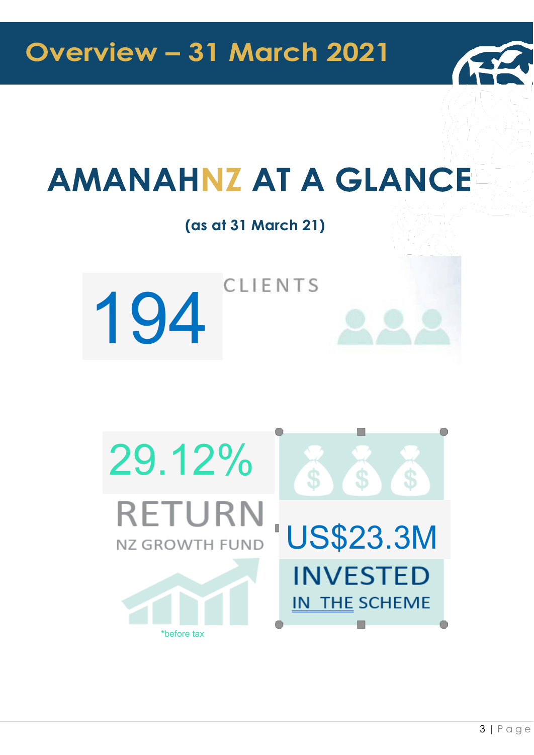# Overview – 31 March 2021

## AMANAHNZ AT A GLANCE

**(as at 31 March 21)**

194 CLIENTS

29.12% RETURN

NZ GROWTH FUND

*before tax

US$23.3M INVESTED

IN THE SCHEME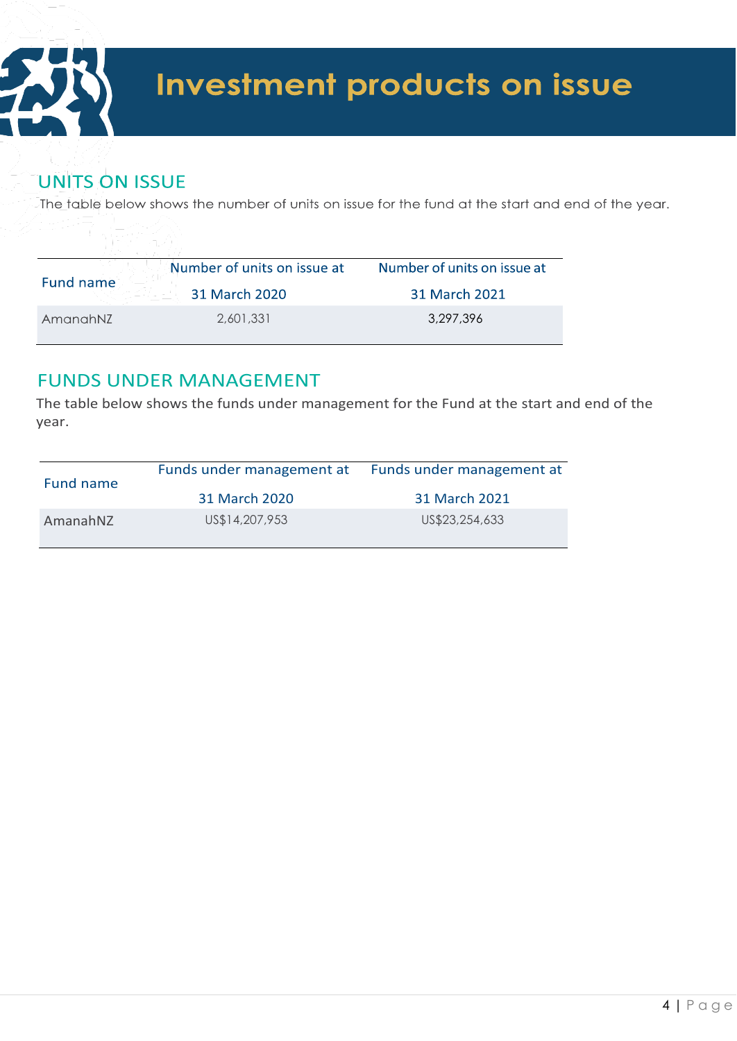# Investment products on issue

## UNITS ON ISSUE

The table below shows the number of units on issue for the fund at the start and end of the year.

| Fund name | Number of units on issue at 31 March 2020 | Number of units on issue at 31 March 2021 |
|---|---|---|
| AmanahNZ | 2,601,331 | 3,297,396 |

## FUNDS UNDER MANAGEMENT

The table below shows the funds under management for the Fund at the start and end of the year.

| Fund name | Funds under management at 31 March 2020 | Funds under management at 31 March 2021 |
|---|---|---|
| AmanahNZ | US$14,207,953 | US$23,254,633 |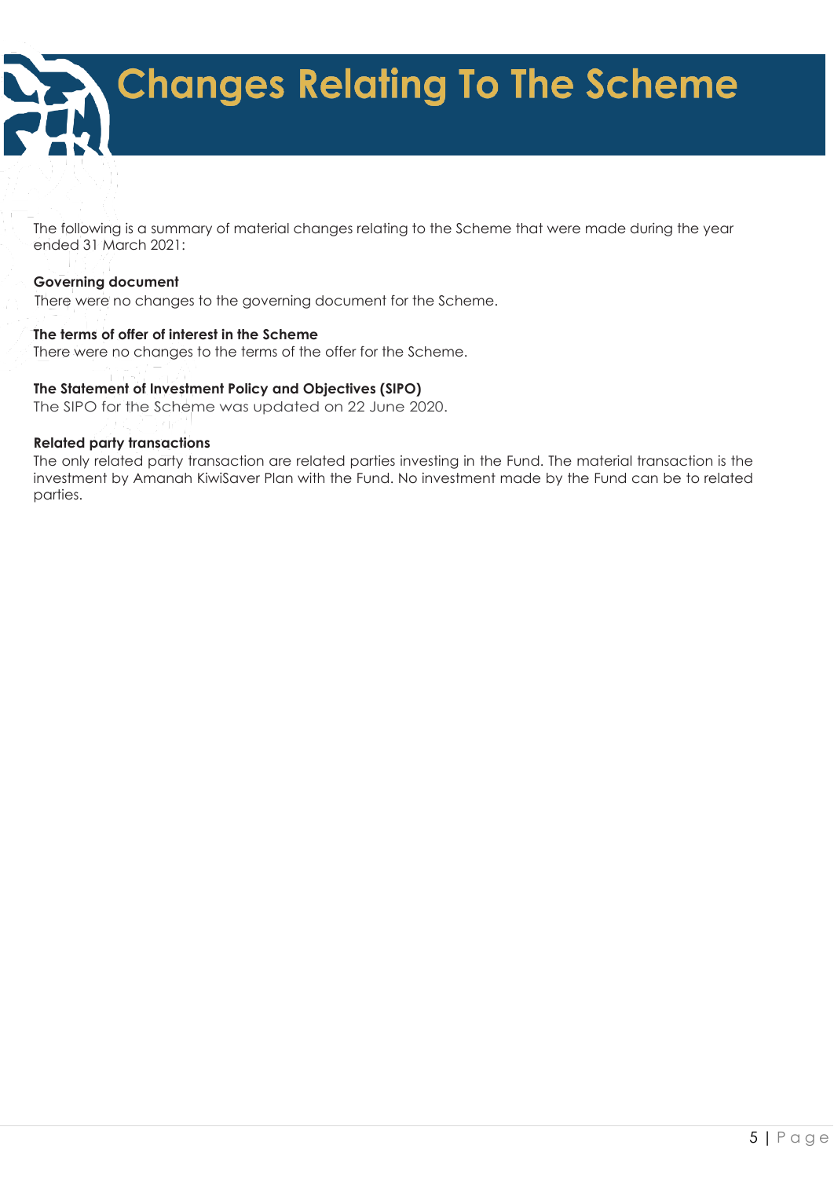# Changes Relating To The Scheme

The following is a summary of material changes relating to the Scheme that were made during the year ended 31 March 2021:

**Governing document**

There were no changes to the governing document for the Scheme.

**The terms of offer of interest in the Scheme**

There were no changes to the terms of the offer for the Scheme.

**The Statement of Investment Policy and Objectives (SIPO)**

The SIPO for the Scheme was updated on 22 June 2020.

**Related party transactions**

The only related party transaction are related parties investing in the Fund. The material transaction is the investment by Amanah KiwiSaver Plan with the Fund. No investment made by the Fund can be to related parties.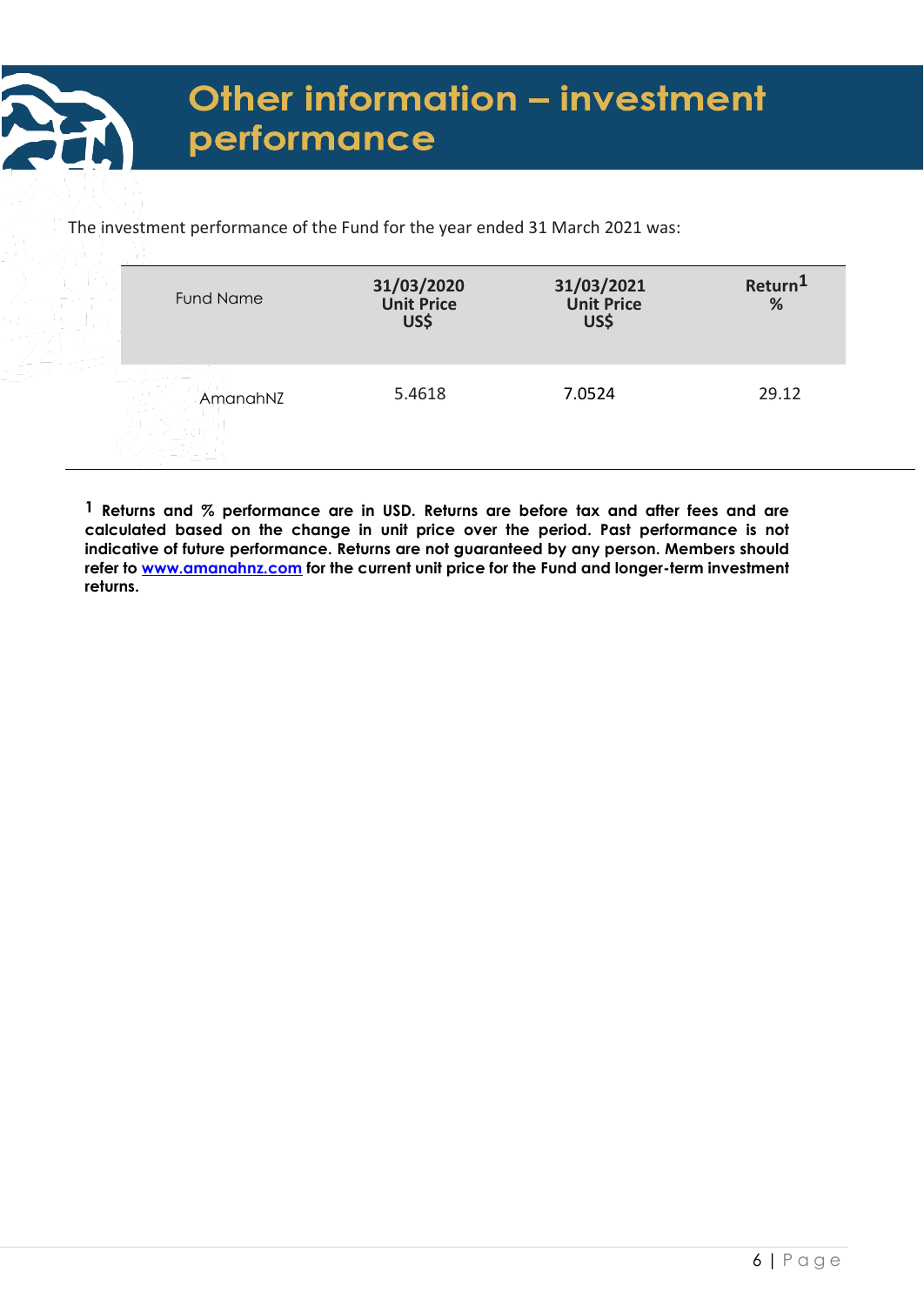# Other information – investment performance

The investment performance of the Fund for the year ended 31 March 2021 was:

| Fund Name | 31/03/2020 Unit Price US$ | 31/03/2021 Unit Price US$ | Return[1] % |
|---|---|---|---|
| AmanahNZ | 5.4618 | 7.0524 | 29.12 |

**[1] Returns and % performance are in USD. Returns are before tax and after fees and are calculated based on the change in unit price over the period. Past performance is not indicative of future performance. Returns are not guaranteed by any person. Members should refer to [www.amanahnz.com](http://www.amanahnz.com) for the current unit price for the Fund and longer-term investment returns.**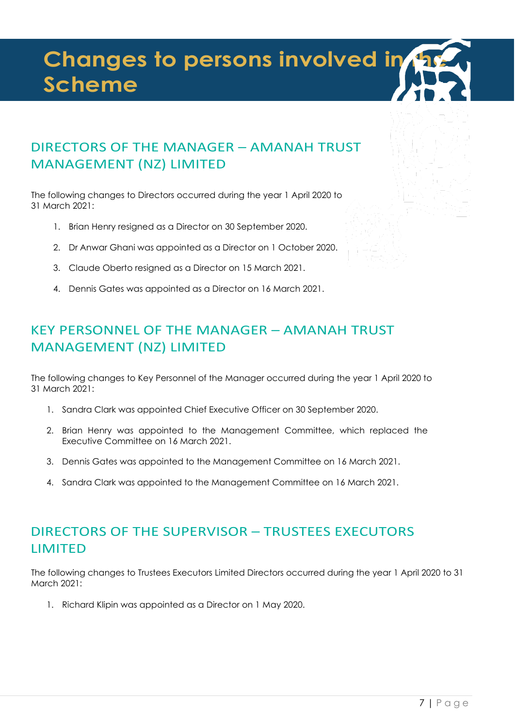# Changes to persons involved in the Scheme

## DIRECTORS OF THE MANAGER – AMANAH TRUST MANAGEMENT (NZ) LIMITED

The following changes to Directors occurred during the year 1 April 2020 to 31 March 2021:

1. Brian Henry resigned as a Director on 30 September 2020.
2. Dr Anwar Ghani was appointed as a Director on 1 October 2020.
3. Claude Oberto resigned as a Director on 15 March 2021.
4. Dennis Gates was appointed as a Director on 16 March 2021.

## KEY PERSONNEL OF THE MANAGER – AMANAH TRUST MANAGEMENT (NZ) LIMITED

The following changes to Key Personnel of the Manager occurred during the year 1 April 2020 to 31 March 2021:

1. Sandra Clark was appointed Chief Executive Officer on 30 September 2020.
2. Brian Henry was appointed to the Management Committee, which replaced the Executive Committee on 16 March 2021.
3. Dennis Gates was appointed to the Management Committee on 16 March 2021.
4. Sandra Clark was appointed to the Management Committee on 16 March 2021.

## DIRECTORS OF THE SUPERVISOR – TRUSTEES EXECUTORS LIMITED

The following changes to Trustees Executors Limited Directors occurred during the year 1 April 2020 to 31 March 2021:

1. Richard Klipin was appointed as a Director on 1 May 2020.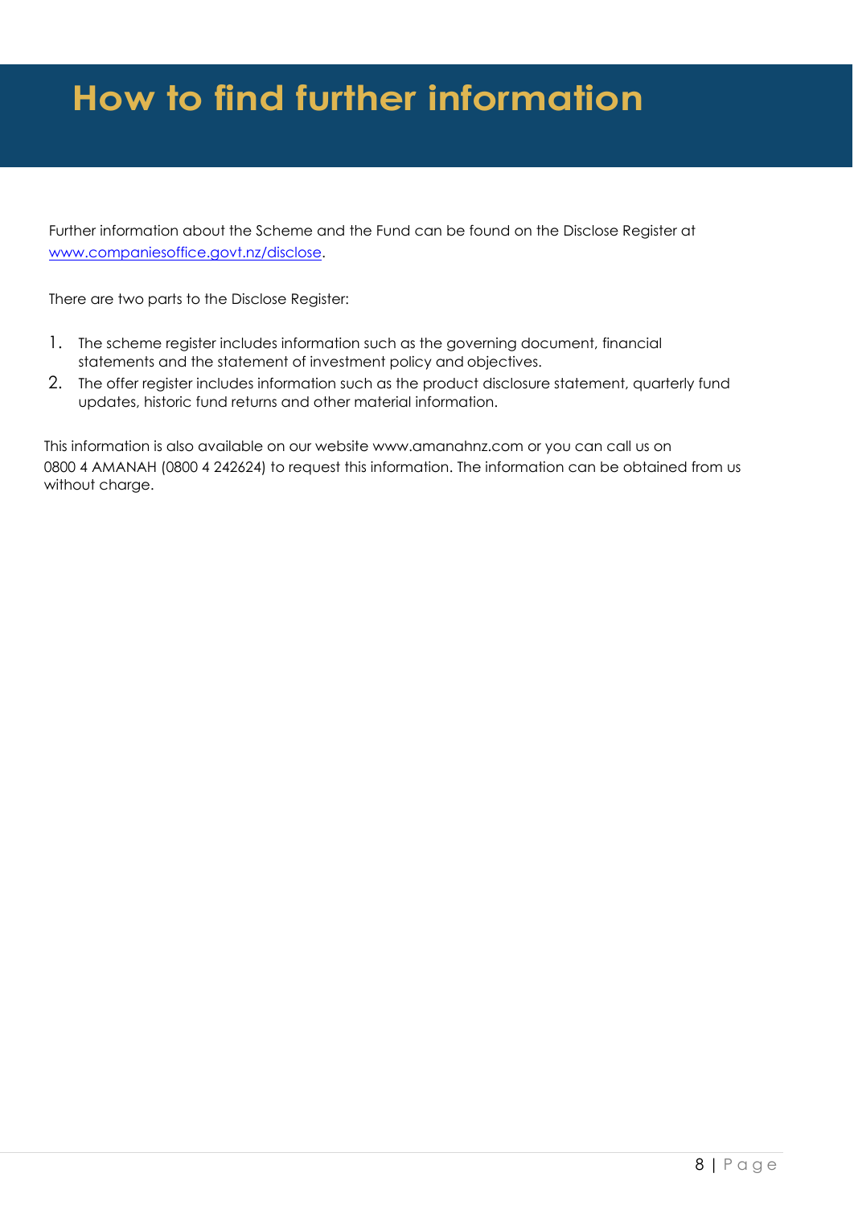# How to find further information

Further information about the Scheme and the Fund can be found on the Disclose Register at [www.companiesoffice.govt.nz/disclose](www.companiesoffice.govt.nz/disclose).

There are two parts to the Disclose Register:

1. The scheme register includes information such as the governing document, financial statements and the statement of investment policy and objectives.
2. The offer register includes information such as the product disclosure statement, quarterly fund updates, historic fund returns and other material information.

This information is also available on our website www.amanahnz.com or you can call us on 0800 4 AMANAH (0800 4 242624) to request this information. The information can be obtained from us without charge.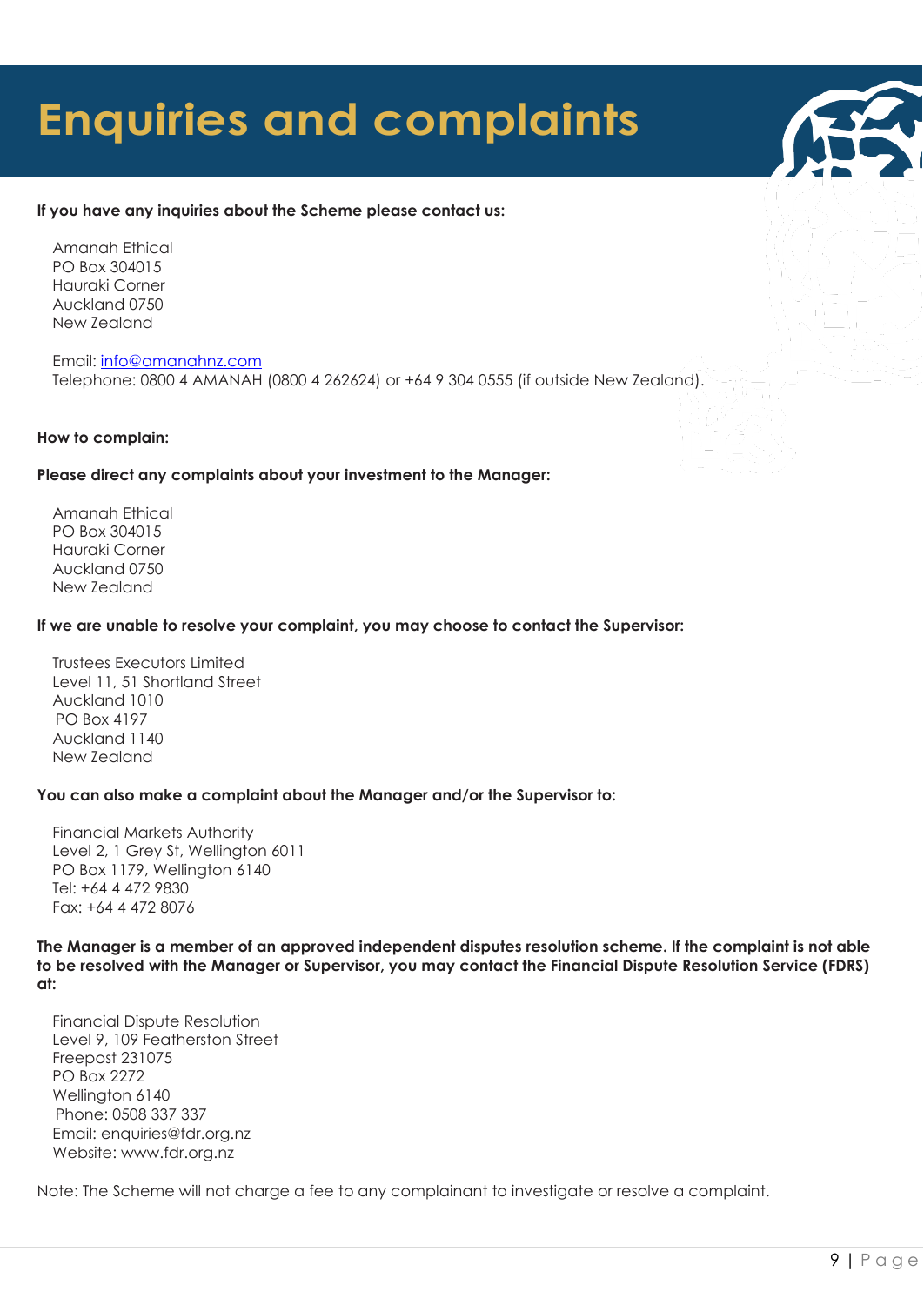# Enquiries and complaints

**If you have any inquiries about the Scheme please contact us:**

Amanah Ethical
PO Box 304015
Hauraki Corner
Auckland 0750
New Zealand

Email: [info@amanahnz.com](mailto:info@amanahnz.com)
Telephone: 0800 4 AMANAH (0800 4 262624) or +64 9 304 0555 (if outside New Zealand).

**How to complain:**

**Please direct any complaints about your investment to the Manager:**

Amanah Ethical
PO Box 304015
Hauraki Corner
Auckland 0750
New Zealand

**If we are unable to resolve your complaint, you may choose to contact the Supervisor:**

Trustees Executors Limited
Level 11, 51 Shortland Street
Auckland 1010
PO Box 4197
Auckland 1140
New Zealand

**You can also make a complaint about the Manager and/or the Supervisor to:**

Financial Markets Authority
Level 2, 1 Grey St, Wellington 6011
PO Box 1179, Wellington 6140
Tel: +64 4 472 9830
Fax: +64 4 472 8076

**The Manager is a member of an approved independent disputes resolution scheme. If the complaint is not able to be resolved with the Manager or Supervisor, you may contact the Financial Dispute Resolution Service (FDRS) at:**

Financial Dispute Resolution
Level 9, 109 Featherston Street
Freepost 231075
PO Box 2272
Wellington 6140
Phone: 0508 337 337
Email: enquiries@fdr.org.nz
Website: www.fdr.org.nz

Note: The Scheme will not charge a fee to any complainant to investigate or resolve a complaint.